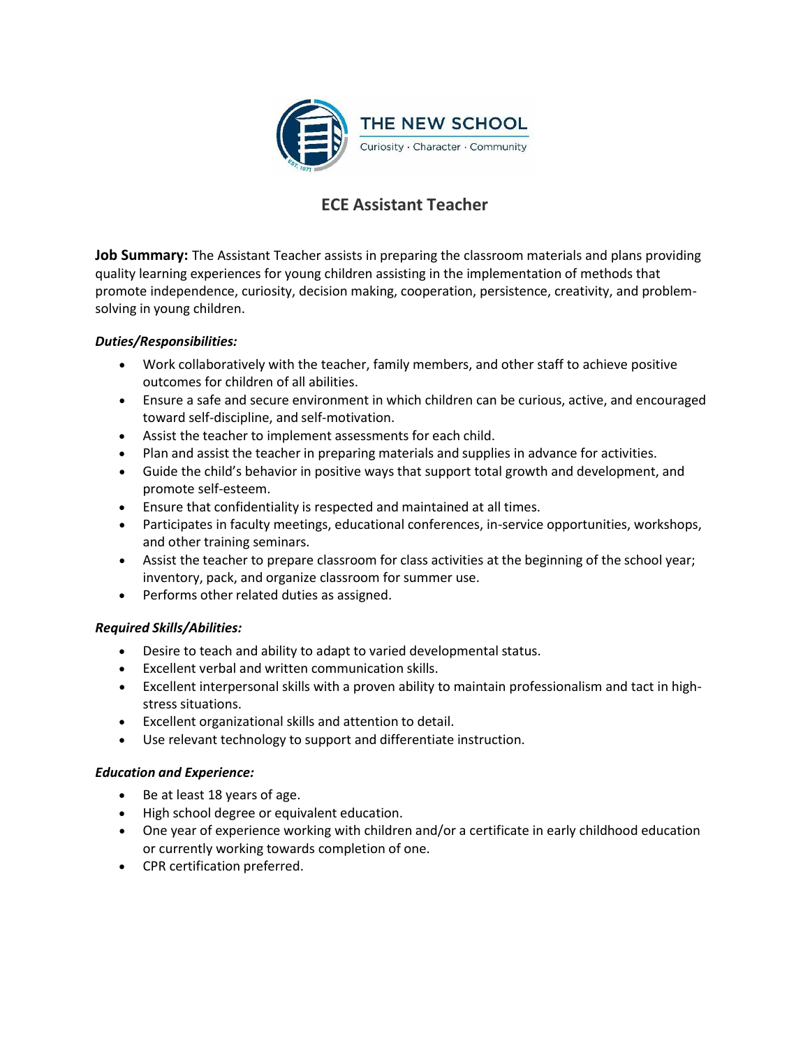THE NEW SCHOOL

Curiosity · Character · Community

# ECE Assistant Teacher

**Job Summary:** The Assistant Teacher assists in preparing the classroom materials and plans providing quality learning experiences for young children assisting in the implementation of methods that promote independence, curiosity, decision making, cooperation, persistence, creativity, and problem-solving in young children.

### *Duties/Responsibilities:*

- Work collaboratively with the teacher, family members, and other staff to achieve positive outcomes for children of all abilities.
- Ensure a safe and secure environment in which children can be curious, active, and encouraged toward self-discipline, and self-motivation.
- Assist the teacher to implement assessments for each child.
- Plan and assist the teacher in preparing materials and supplies in advance for activities.
- Guide the child's behavior in positive ways that support total growth and development, and promote self-esteem.
- Ensure that confidentiality is respected and maintained at all times.
- Participates in faculty meetings, educational conferences, in-service opportunities, workshops, and other training seminars.
- Assist the teacher to prepare classroom for class activities at the beginning of the school year; inventory, pack, and organize classroom for summer use.
- Performs other related duties as assigned.

### *Required Skills/Abilities:*

- Desire to teach and ability to adapt to varied developmental status.
- Excellent verbal and written communication skills.
- Excellent interpersonal skills with a proven ability to maintain professionalism and tact in high-stress situations.
- Excellent organizational skills and attention to detail.
- Use relevant technology to support and differentiate instruction.

### *Education and Experience:*

- Be at least 18 years of age.
- High school degree or equivalent education.
- One year of experience working with children and/or a certificate in early childhood education or currently working towards completion of one.
- CPR certification preferred.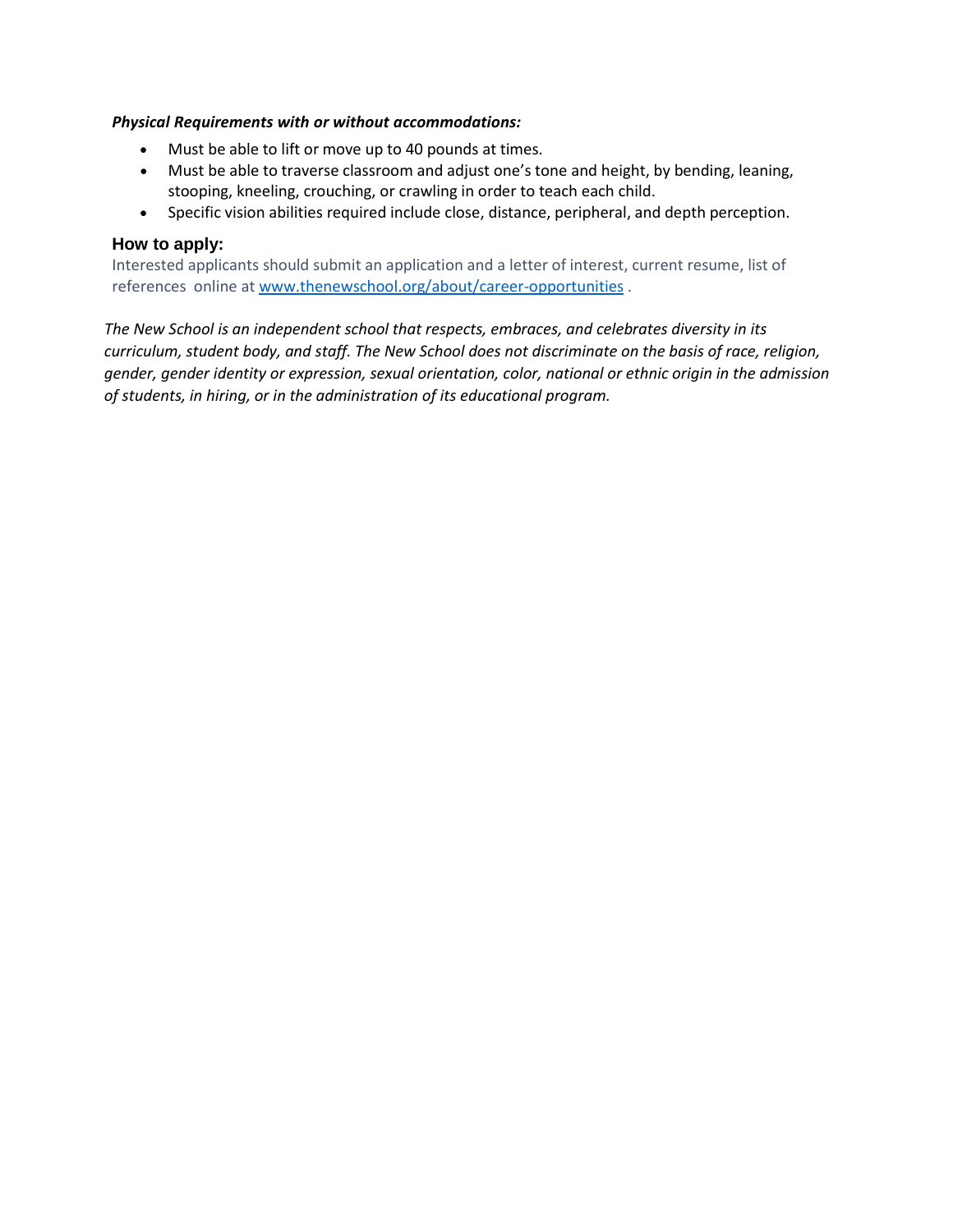***Physical Requirements with or without accommodations:***

- Must be able to lift or move up to 40 pounds at times.
- Must be able to traverse classroom and adjust one's tone and height, by bending, leaning, stooping, kneeling, crouching, or crawling in order to teach each child.
- Specific vision abilities required include close, distance, peripheral, and depth perception.

## How to apply:

Interested applicants should submit an application and a letter of interest, current resume, list of references online at [www.thenewschool.org/about/career-opportunities](http://www.thenewschool.org/about/career-opportunities) .

*The New School is an independent school that respects, embraces, and celebrates diversity in its curriculum, student body, and staff. The New School does not discriminate on the basis of race, religion, gender, gender identity or expression, sexual orientation, color, national or ethnic origin in the admission of students, in hiring, or in the administration of its educational program.*